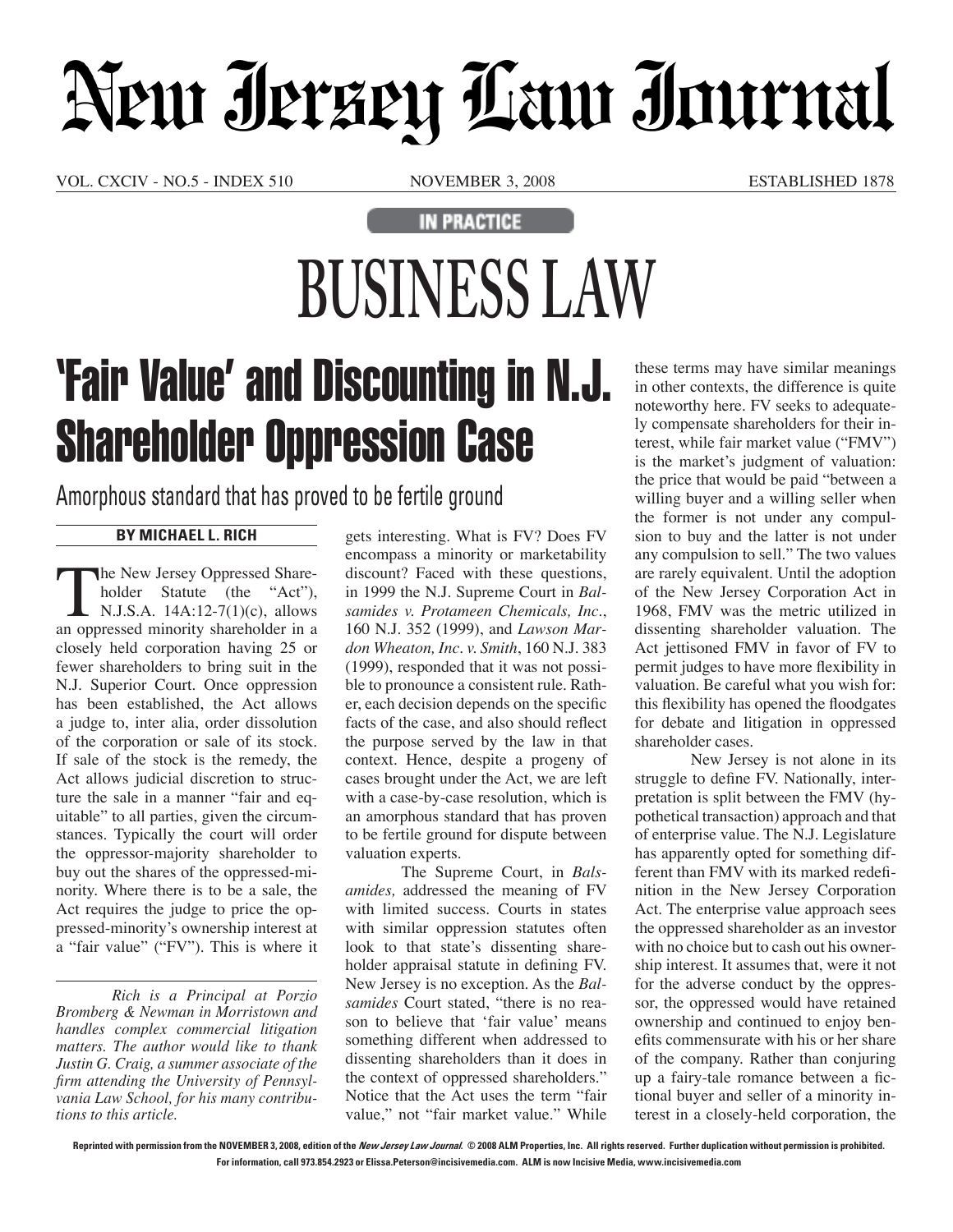# New Jersey Law Journal

VOL. CXCIV - NO.5 - INDEX 510 — NOVEMBER 3, 2008 — ESTABLISHED 1878

IN PRACTICE

# BUSINESS LAW

## 'Fair Value' and Discounting in N.J. Shareholder Oppression Case

### Amorphous standard that has proved to be fertile ground

**BY MICHAEL L. RICH**

The New Jersey Oppressed Shareholder Statute (the "Act"), N.J.S.A. 14A:12-7(1)(c), allows an oppressed minority shareholder in a closely held corporation having 25 or fewer shareholders to bring suit in the N.J. Superior Court. Once oppression has been established, the Act allows a judge to, inter alia, order dissolution of the corporation or sale of its stock. If sale of the stock is the remedy, the Act allows judicial discretion to structure the sale in a manner "fair and equitable" to all parties, given the circumstances. Typically the court will order the oppressor-majority shareholder to buy out the shares of the oppressed-minority. Where there is to be a sale, the Act requires the judge to price the oppressed-minority's ownership interest at a "fair value" ("FV"). This is where it gets interesting. What is FV? Does FV encompass a minority or marketability discount? Faced with these questions, in 1999 the N.J. Supreme Court in *Balsamides v. Protameen Chemicals, Inc.*, 160 N.J. 352 (1999), and *Lawson Mardon Wheaton, Inc. v. Smith*, 160 N.J. 383 (1999), responded that it was not possible to pronounce a consistent rule. Rather, each decision depends on the specific facts of the case, and also should reflect the purpose served by the law in that context. Hence, despite a progeny of cases brought under the Act, we are left with a case-by-case resolution, which is an amorphous standard that has proven to be fertile ground for dispute between valuation experts.

The Supreme Court, in *Balsamides,* addressed the meaning of FV with limited success. Courts in states with similar oppression statutes often look to that state's dissenting shareholder appraisal statute in defining FV. New Jersey is no exception. As the *Balsamides* Court stated, "there is no reason to believe that 'fair value' means something different when addressed to dissenting shareholders than it does in the context of oppressed shareholders." Notice that the Act uses the term "fair value," not "fair market value." While these terms may have similar meanings in other contexts, the difference is quite noteworthy here. FV seeks to adequately compensate shareholders for their interest, while fair market value ("FMV") is the market's judgment of valuation: the price that would be paid "between a willing buyer and a willing seller when the former is not under any compulsion to buy and the latter is not under any compulsion to sell." The two values are rarely equivalent. Until the adoption of the New Jersey Corporation Act in 1968, FMV was the metric utilized in dissenting shareholder valuation. The Act jettisoned FMV in favor of FV to permit judges to have more flexibility in valuation. Be careful what you wish for: this flexibility has opened the floodgates for debate and litigation in oppressed shareholder cases.

New Jersey is not alone in its struggle to define FV. Nationally, interpretation is split between the FMV (hypothetical transaction) approach and that of enterprise value. The N.J. Legislature has apparently opted for something different than FMV with its marked redefinition in the New Jersey Corporation Act. The enterprise value approach sees the oppressed shareholder as an investor with no choice but to cash out his ownership interest. It assumes that, were it not for the adverse conduct by the oppressor, the oppressed would have retained ownership and continued to enjoy benefits commensurate with his or her share of the company. Rather than conjuring up a fairy-tale romance between a fictional buyer and seller of a minority interest in a closely-held corporation, the

*Rich is a Principal at Porzio Bromberg & Newman in Morristown and handles complex commercial litigation matters. The author would like to thank Justin G. Craig, a summer associate of the firm attending the University of Pennsylvania Law School, for his many contributions to this article.*

Reprinted with permission from the NOVEMBER 3, 2008, edition of the *New Jersey Law Journal*. © 2008 ALM Properties, Inc. All rights reserved. Further duplication without permission is prohibited. For information, call 973.854.2923 or Elissa.Peterson@incisivemedia.com. ALM is now Incisive Media, www.incisivemedia.com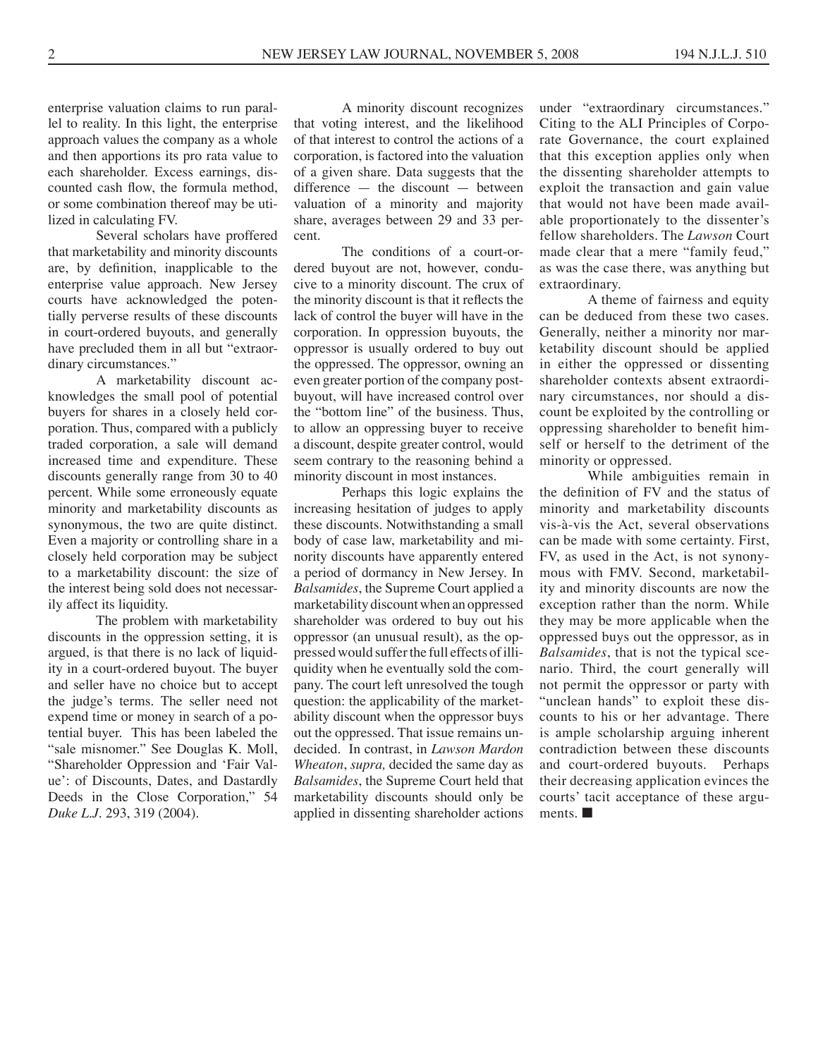enterprise valuation claims to run parallel to reality. In this light, the enterprise approach values the company as a whole and then apportions its pro rata value to each shareholder. Excess earnings, discounted cash flow, the formula method, or some combination thereof may be utilized in calculating FV.

Several scholars have proffered that marketability and minority discounts are, by definition, inapplicable to the enterprise value approach. New Jersey courts have acknowledged the potentially perverse results of these discounts in court-ordered buyouts, and generally have precluded them in all but "extraordinary circumstances."

A marketability discount acknowledges the small pool of potential buyers for shares in a closely held corporation. Thus, compared with a publicly traded corporation, a sale will demand increased time and expenditure. These discounts generally range from 30 to 40 percent. While some erroneously equate minority and marketability discounts as synonymous, the two are quite distinct. Even a majority or controlling share in a closely held corporation may be subject to a marketability discount: the size of the interest being sold does not necessarily affect its liquidity.

The problem with marketability discounts in the oppression setting, it is argued, is that there is no lack of liquidity in a court-ordered buyout. The buyer and seller have no choice but to accept the judge's terms. The seller need not expend time or money in search of a potential buyer. This has been labeled the "sale misnomer." See Douglas K. Moll, "Shareholder Oppression and 'Fair Value': of Discounts, Dates, and Dastardly Deeds in the Close Corporation," 54 *Duke L.J.* 293, 319 (2004).

A minority discount recognizes that voting interest, and the likelihood of that interest to control the actions of a corporation, is factored into the valuation of a given share. Data suggests that the difference — the discount — between valuation of a minority and majority share, averages between 29 and 33 percent.

The conditions of a court-ordered buyout are not, however, conducive to a minority discount. The crux of the minority discount is that it reflects the lack of control the buyer will have in the corporation. In oppression buyouts, the oppressor is usually ordered to buy out the oppressed. The oppressor, owning an even greater portion of the company post-buyout, will have increased control over the "bottom line" of the business. Thus, to allow an oppressing buyer to receive a discount, despite greater control, would seem contrary to the reasoning behind a minority discount in most instances.

Perhaps this logic explains the increasing hesitation of judges to apply these discounts. Notwithstanding a small body of case law, marketability and minority discounts have apparently entered a period of dormancy in New Jersey. In *Balsamides*, the Supreme Court applied a marketability discount when an oppressed shareholder was ordered to buy out his oppressor (an unusual result), as the oppressed would suffer the full effects of illiquidity when he eventually sold the company. The court left unresolved the tough question: the applicability of the marketability discount when the oppressor buys out the oppressed. That issue remains undecided. In contrast, in *Lawson Mardon Wheaton*, *supra,* decided the same day as *Balsamides*, the Supreme Court held that marketability discounts should only be applied in dissenting shareholder actions under "extraordinary circumstances." Citing to the ALI Principles of Corporate Governance, the court explained that this exception applies only when the dissenting shareholder attempts to exploit the transaction and gain value that would not have been made available proportionately to the dissenter's fellow shareholders. The *Lawson* Court made clear that a mere "family feud," as was the case there, was anything but extraordinary.

A theme of fairness and equity can be deduced from these two cases. Generally, neither a minority nor marketability discount should be applied in either the oppressed or dissenting shareholder contexts absent extraordinary circumstances, nor should a discount be exploited by the controlling or oppressing shareholder to benefit himself or herself to the detriment of the minority or oppressed.

While ambiguities remain in the definition of FV and the status of minority and marketability discounts vis-à-vis the Act, several observations can be made with some certainty. First, FV, as used in the Act, is not synonymous with FMV. Second, marketability and minority discounts are now the exception rather than the norm. While they may be more applicable when the oppressed buys out the oppressor, as in *Balsamides*, that is not the typical scenario. Third, the court generally will not permit the oppressor or party with "unclean hands" to exploit these discounts to his or her advantage. There is ample scholarship arguing inherent contradiction between these discounts and court-ordered buyouts. Perhaps their decreasing application evinces the courts' tacit acceptance of these arguments. ■